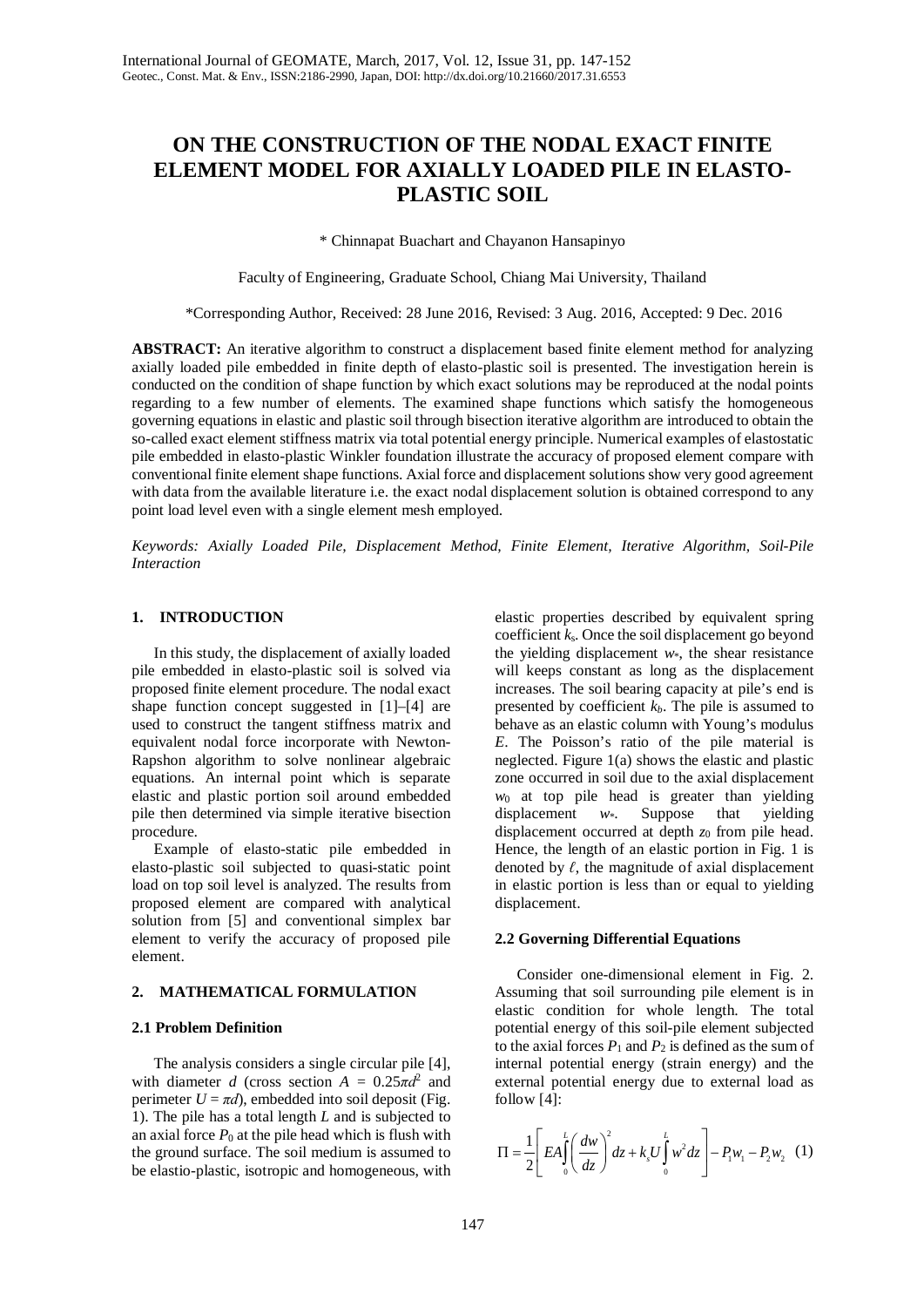# ON THE CONSTRUCTION OF THE NODAL EXACT FINITE ELEMENT MODEL FOR AXIALLY LOADED PILE IN ELASTO-PLASTIC SOIL

\* Chinnapat Buachart and Chayanon Hansapinyo

Faculty of Engineering, Graduate School, Chiang Mai University, Thailand

\*Corresponding Author, Received: 28 June 2016, Revised: 3 Aug. 2016, Accepted: 9 Dec. 2016

**ABSTRACT:** An iterative algorithm to construct a displacement based finite element method for analyzing axially loaded pile embedded in finite depth of elasto-plastic soil is presented. The investigation herein is conducted on the condition of shape function by which exact solutions may be reproduced at the nodal points regarding to a few number of elements. The examined shape functions which satisfy the homogeneous governing equations in elastic and plastic soil through bisection iterative algorithm are introduced to obtain the so-called exact element stiffness matrix via total potential energy principle. Numerical examples of elastostatic pile embedded in elasto-plastic Winkler foundation illustrate the accuracy of proposed element compare with conventional finite element shape functions. Axial force and displacement solutions show very good agreement with data from the available literature i.e. the exact nodal displacement solution is obtained correspond to any point load level even with a single element mesh employed.

*Keywords: Axially Loaded Pile, Displacement Method, Finite Element, Iterative Algorithm, Soil-Pile Interaction*

## 1. INTRODUCTION

In this study, the displacement of axially loaded pile embedded in elasto-plastic soil is solved via proposed finite element procedure. The nodal exact shape function concept suggested in [1]–[4] are used to construct the tangent stiffness matrix and equivalent nodal force incorporate with Newton-Rapshon algorithm to solve nonlinear algebraic equations. An internal point which is separate elastic and plastic portion soil around embedded pile then determined via simple iterative bisection procedure.

Example of elasto-static pile embedded in elasto-plastic soil subjected to quasi-static point load on top soil level is analyzed. The results from proposed element are compared with analytical solution from [5] and conventional simplex bar element to verify the accuracy of proposed pile element.

## 2. MATHEMATICAL FORMULATION

### 2.1 Problem Definition

The analysis considers a single circular pile [4], with diameter $d$ (cross section $A = 0.25\pi d^2$ and perimeter $U = \pi d$), embedded into soil deposit (Fig. 1). The pile has a total length $L$ and is subjected to an axial force $P_0$ at the pile head which is flush with the ground surface. The soil medium is assumed to be elastio-plastic, isotropic and homogeneous, with elastic properties described by equivalent spring coefficient $k_s$. Once the soil displacement go beyond the yielding displacement $w_*$, the shear resistance will keeps constant as long as the displacement increases. The soil bearing capacity at pile's end is presented by coefficient $k_b$. The pile is assumed to behave as an elastic column with Young's modulus $E$. The Poisson's ratio of the pile material is neglected. Figure 1(a) shows the elastic and plastic zone occurred in soil due to the axial displacement $w_0$ at top pile head is greater than yielding displacement $w_*$. Suppose that yielding displacement occurred at depth $z_0$ from pile head. Hence, the length of an elastic portion in Fig. 1 is denoted by $\ell$, the magnitude of axial displacement in elastic portion is less than or equal to yielding displacement.

### 2.2 Governing Differential Equations

Consider one-dimensional element in Fig. 2. Assuming that soil surrounding pile element is in elastic condition for whole length. The total potential energy of this soil-pile element subjected to the axial forces $P_1$ and $P_2$ is defined as the sum of internal potential energy (strain energy) and the external potential energy due to external load as follow [4]:

$$\Pi = \frac{1}{2}\left[ EA\int_0^L \left(\frac{dw}{dz}\right)^2 dz + k_s U \int_0^L w^2 dz \right] - P_1 w_1 - P_2 w_2 \quad (1)$$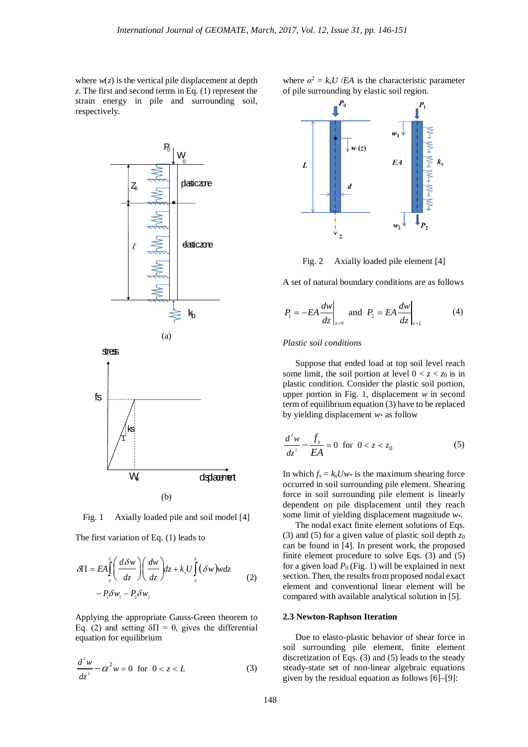where $w(z)$ is the vertical pile displacement at depth $z$. The first and second terms in Eq. (1) represent the strain energy in pile and surrounding soil, respectively.

Fig. 1 Axially loaded pile and soil model [4]

The first variation of Eq. (1) leads to

$$\delta\Pi = EA\int_0^L \left(\frac{d\,\delta w}{dz}\right)\left(\frac{dw}{dz}\right)dz + k_s U\int_0^L (\delta w) w dz - P_1\delta w_1 - P_2\delta w_2 \tag{2}$$

Applying the appropriate Gauss-Green theorem to Eq. (2) and setting $\delta\Pi = 0$, gives the differential equation for equilibrium

$$\frac{d^2 w}{dz^2} - \alpha^2 w = 0 \quad \text{for} \quad 0 < z < L \tag{3}$$

where $\alpha^2 = k_s U/EA$ is the characteristic parameter of pile surrounding by elastic soil region.

Fig. 2 Axially loaded pile element [4]

A set of natural boundary conditions are as follows

$$P_1 = -EA\left.\frac{dw}{dz}\right|_{z=0} \quad \text{and} \quad P_2 = EA\left.\frac{dw}{dz}\right|_{z=L} \tag{4}$$

*Plastic soil conditions*

Suppose that ended load at top soil level reach some limit, the soil portion at level $0 < z < z_0$ is in plastic condition. Consider the plastic soil portion, upper portion in Fig. 1, displacement $w$ in second term of equilibrium equation (3) have to be replaced by yielding displacement $w_*$ as follow

$$\frac{d^2 w}{dz^2} - \frac{f_s}{EA} = 0 \quad \text{for} \quad 0 < z < z_0 \tag{5}$$

In which $f_s = k_s U w_*$ is the maximum shearing force occurred in soil surrounding pile element. Shearing force in soil surrounding pile element is linearly dependent on pile displacement until they reach some limit of yielding displacement magnitude $w_*$.

The nodal exact finite element solutions of Eqs. (3) and (5) for a given value of plastic soil depth $z_0$ can be found in [4]. In present work, the proposed finite element procedure to solve Eqs. (3) and (5) for a given load $P_0$ (Fig. 1) will be explained in next section. Then, the results from proposed nodal exact element and conventional linear element will be compared with available analytical solution in [5].

### 2.3 Newton-Raphson Iteration

Due to elasto-plastic behavior of shear force in soil surrounding pile element, finite element discretization of Eqs. (3) and (5) leads to the steady steady-state set of non-linear algebraic equations given by the residual equation as follows [6]–[9]: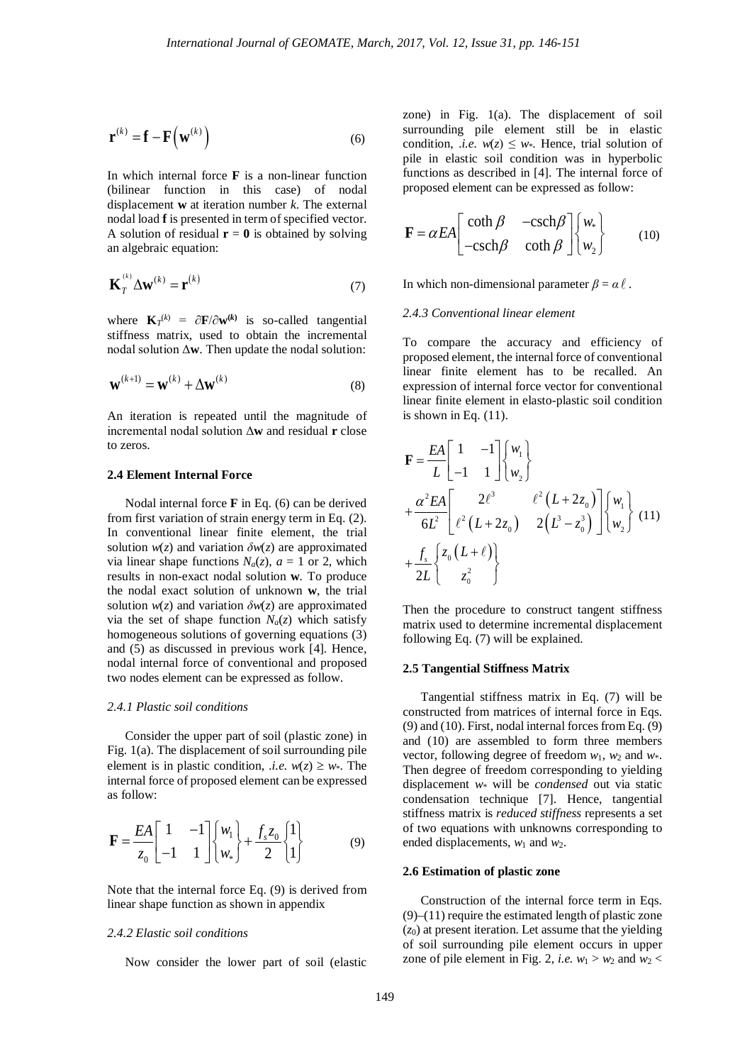$$\mathbf{r}^{(k)} = \mathbf{f} - \mathbf{F}\left(\mathbf{w}^{(k)}\right) \tag{6}$$

In which internal force $\mathbf{F}$ is a non-linear function (bilinear function in this case) of nodal displacement $\mathbf{w}$ at iteration number $k$. The external nodal load $\mathbf{f}$ is presented in term of specified vector. A solution of residual $\mathbf{r} = \mathbf{0}$ is obtained by solving an algebraic equation:

$$\mathbf{K}_T^{(k)} \Delta\mathbf{w}^{(k)} = \mathbf{r}^{(k)} \tag{7}$$

where $\mathbf{K}_T^{(k)} = \partial\mathbf{F}/\partial\mathbf{w}^{(k)}$ is so-called tangential stiffness matrix, used to obtain the incremental nodal solution $\Delta\mathbf{w}$. Then update the nodal solution:

$$\mathbf{w}^{(k+1)} = \mathbf{w}^{(k)} + \Delta\mathbf{w}^{(k)} \tag{8}$$

An iteration is repeated until the magnitude of incremental nodal solution $\Delta\mathbf{w}$ and residual $\mathbf{r}$ close to zeros.

### 2.4 Element Internal Force

Nodal internal force $\mathbf{F}$ in Eq. (6) can be derived from first variation of strain energy term in Eq. (2). In conventional linear finite element, the trial solution $w(z)$ and variation $\delta w(z)$ are approximated via linear shape functions $N_a(z)$, $a$ = 1 or 2, which results in non-exact nodal solution $\mathbf{w}$. To produce the nodal exact solution of unknown $\mathbf{w}$, the trial solution $w(z)$ and variation $\delta w(z)$ are approximated via the set of shape function $N_a(z)$ which satisfy homogeneous solutions of governing equations (3) and (5) as discussed in previous work [4]. Hence, nodal internal force of conventional and proposed two nodes element can be expressed as follow.

#### 2.4.1 Plastic soil conditions

Consider the upper part of soil (plastic zone) in Fig. 1(a). The displacement of soil surrounding pile element is in plastic condition, *.i.e.* $w(z) \geq w_*$. The internal force of proposed element can be expressed as follow:

$$\mathbf{F} = \frac{EA}{z_0}\begin{bmatrix} 1 & -1 \\ -1 & 1 \end{bmatrix}\begin{Bmatrix} w_1 \\ w_* \end{Bmatrix} + \frac{f_s z_0}{2}\begin{Bmatrix} 1 \\ 1 \end{Bmatrix} \tag{9}$$

Note that the internal force Eq. (9) is derived from linear shape function as shown in appendix

#### 2.4.2 Elastic soil conditions

Now consider the lower part of soil (elastic zone) in Fig. 1(a). The displacement of soil surrounding pile element still be in elastic condition, *.i.e.* $w(z) \leq w_*$. Hence, trial solution of pile in elastic soil condition was in hyperbolic functions as described in [4]. The internal force of proposed element can be expressed as follow:

$$\mathbf{F} = \alpha EA\begin{bmatrix} \coth\beta & -\text{csch}\beta \\ -\text{csch}\beta & \coth\beta \end{bmatrix}\begin{Bmatrix} w_* \\ w_2 \end{Bmatrix} \tag{10}$$

In which non-dimensional parameter $\beta = \alpha\,\ell$.

#### 2.4.3 Conventional linear element

To compare the accuracy and efficiency of proposed element, the internal force of conventional linear finite element has to be recalled. An expression of internal force vector for conventional linear finite element in elasto-plastic soil condition is shown in Eq. (11).

$$\begin{aligned}\mathbf{F} &= \frac{EA}{L}\begin{bmatrix} 1 & -1 \\ -1 & 1 \end{bmatrix}\begin{Bmatrix} w_1 \\ w_2 \end{Bmatrix} \\ &+ \frac{\alpha^2 EA}{6L^2}\begin{bmatrix} 2\ell^3 & \ell^2\left(L + 2z_0\right) \\ \ell^2\left(L + 2z_0\right) & 2\left(L^3 - z_0^3\right) \end{bmatrix}\begin{Bmatrix} w_1 \\ w_2 \end{Bmatrix} \\ &+ \frac{f_s}{2L}\begin{Bmatrix} z_0\left(L + \ell\right) \\ z_0^2 \end{Bmatrix}\end{aligned} \tag{11}$$

Then the procedure to construct tangent stiffness matrix used to determine incremental displacement following Eq. (7) will be explained.

### 2.5 Tangential Stiffness Matrix

Tangential stiffness matrix in Eq. (7) will be constructed from matrices of internal force in Eqs. (9) and (10). First, nodal internal forces from Eq. (9) and (10) are assembled to form three members vector, following degree of freedom $w_1$, $w_2$ and $w_*$. Then degree of freedom corresponding to yielding displacement $w_*$ will be *condensed* out via static condensation technique [7]. Hence, tangential stiffness matrix is *reduced stiffness* represents a set of two equations with unknowns corresponding to ended displacements, $w_1$ and $w_2$.

### 2.6 Estimation of plastic zone

Construction of the internal force term in Eqs. (9)–(11) require the estimated length of plastic zone ($z_0$) at present iteration. Let assume that the yielding of soil surrounding pile element occurs in upper zone of pile element in Fig. 2, *i.e.* $w_1 > w_2$ and $w_2 <$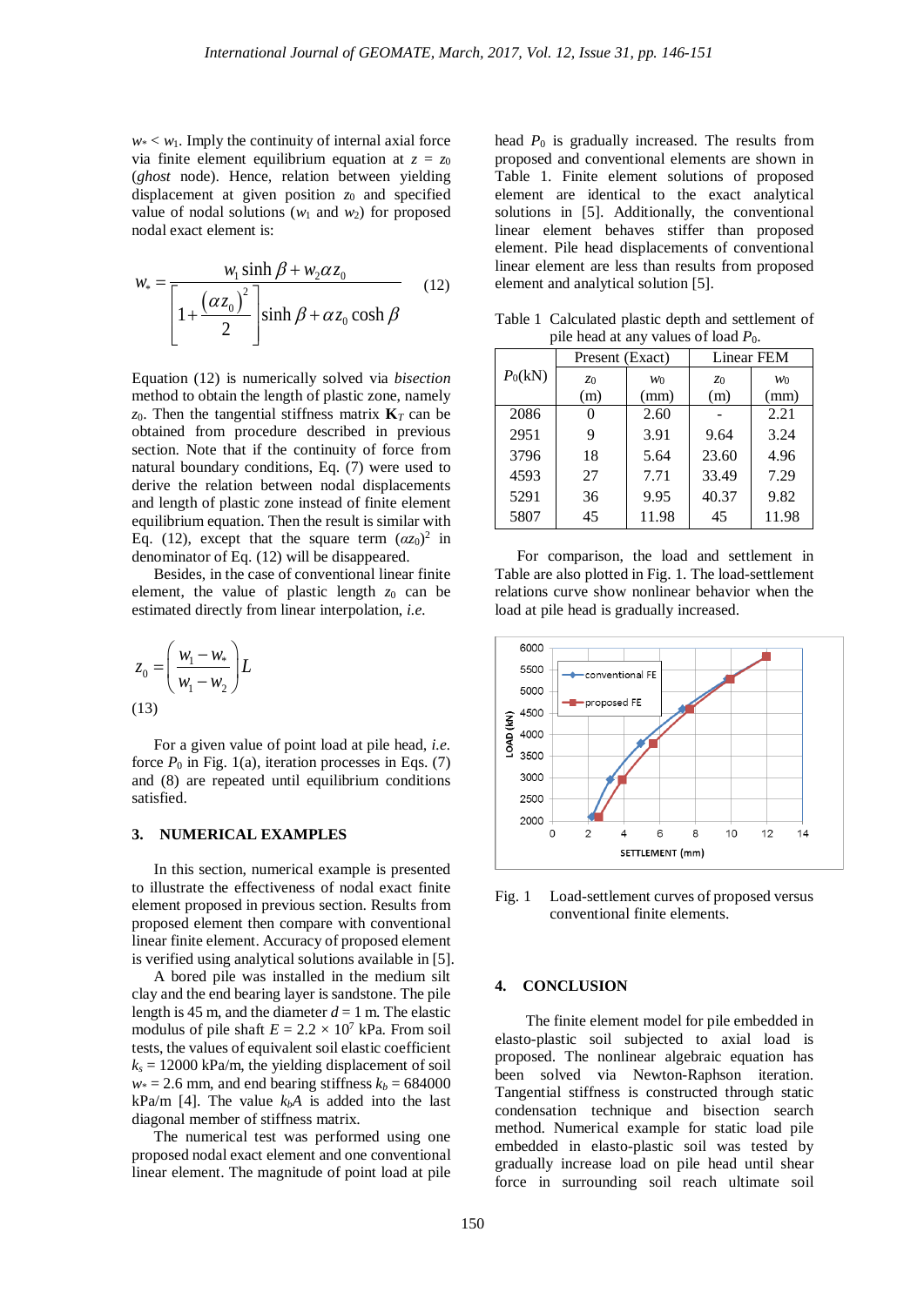$w_* < w_1$. Imply the continuity of internal axial force via finite element equilibrium equation at $z = z_0$ (*ghost* node). Hence, relation between yielding displacement at given position $z_0$ and specified value of nodal solutions ($w_1$ and $w_2$) for proposed nodal exact element is:

$$w_* = \frac{w_1 \sinh \beta + w_2 \alpha z_0}{\left[1 + \frac{(\alpha z_0)^2}{2}\right] \sinh \beta + \alpha z_0 \cosh \beta} \quad (12)$$

Equation (12) is numerically solved via *bisection* method to obtain the length of plastic zone, namely $z_0$. Then the tangential stiffness matrix $\mathbf{K}_T$ can be obtained from procedure described in previous section. Note that if the continuity of force from natural boundary conditions, Eq. (7) were used to derive the relation between nodal displacements and length of plastic zone instead of finite element equilibrium equation. Then the result is similar with Eq. (12), except that the square term $(\alpha z_0)^2$ in denominator of Eq. (12) will be disappeared.

Besides, in the case of conventional linear finite element, the value of plastic length $z_0$ can be estimated directly from linear interpolation, *i.e.*

$$z_0 = \left(\frac{w_1 - w_*}{w_1 - w_2}\right) L \quad (13)$$

For a given value of point load at pile head, *i.e.* force $P_0$ in Fig. 1(a), iteration processes in Eqs. (7) and (8) are repeated until equilibrium conditions satisfied.

## 3. NUMERICAL EXAMPLES

In this section, numerical example is presented to illustrate the effectiveness of nodal exact finite element proposed in previous section. Results from proposed element then compare with conventional linear finite element. Accuracy of proposed element is verified using analytical solutions available in [5].

A bored pile was installed in the medium silt clay and the end bearing layer is sandstone. The pile length is 45 m, and the diameter $d = 1$ m. The elastic modulus of pile shaft $E = 2.2 \times 10^7$ kPa. From soil tests, the values of equivalent soil elastic coefficient $k_s = 12000$ kPa/m, the yielding displacement of soil $w_* = 2.6$ mm, and end bearing stiffness $k_b = 684000$ kPa/m [4]. The value $k_bA$ is added into the last diagonal member of stiffness matrix.

The numerical test was performed using one proposed nodal exact element and one conventional linear element. The magnitude of point load at pile head $P_0$ is gradually increased. The results from proposed and conventional elements are shown in Table 1. Finite element solutions of proposed element are identical to the exact analytical solutions in [5]. Additionally, the conventional linear element behaves stiffer than proposed element. Pile head displacements of conventional linear element are less than results from proposed element and analytical solution [5].

Table 1 Calculated plastic depth and settlement of pile head at any values of load $P_0$.

| $P_0$(kN) | Present (Exact) | | Linear FEM | |
|---|---|---|---|---|
| | $z_0$ (m) | $w_0$ (mm) | $z_0$ (m) | $w_0$ (mm) |
| 2086 | 0 | 2.60 | - | 2.21 |
| 2951 | 9 | 3.91 | 9.64 | 3.24 |
| 3796 | 18 | 5.64 | 23.60 | 4.96 |
| 4593 | 27 | 7.71 | 33.49 | 7.29 |
| 5291 | 36 | 9.95 | 40.37 | 9.82 |
| 5807 | 45 | 11.98 | 45 | 11.98 |

For comparison, the load and settlement in Table are also plotted in Fig. 1. The load-settlement relations curve show nonlinear behavior when the load at pile head is gradually increased.

Fig. 1 Load-settlement curves of proposed versus conventional finite elements.

## 4. CONCLUSION

The finite element model for pile embedded in elasto-plastic soil subjected to axial load is proposed. The nonlinear algebraic equation has been solved via Newton-Raphson iteration. Tangential stiffness is constructed through static condensation technique and bisection search method. Numerical example for static load pile embedded in elasto-plastic soil was tested by gradually increase load on pile head until shear force in surrounding soil reach ultimate soil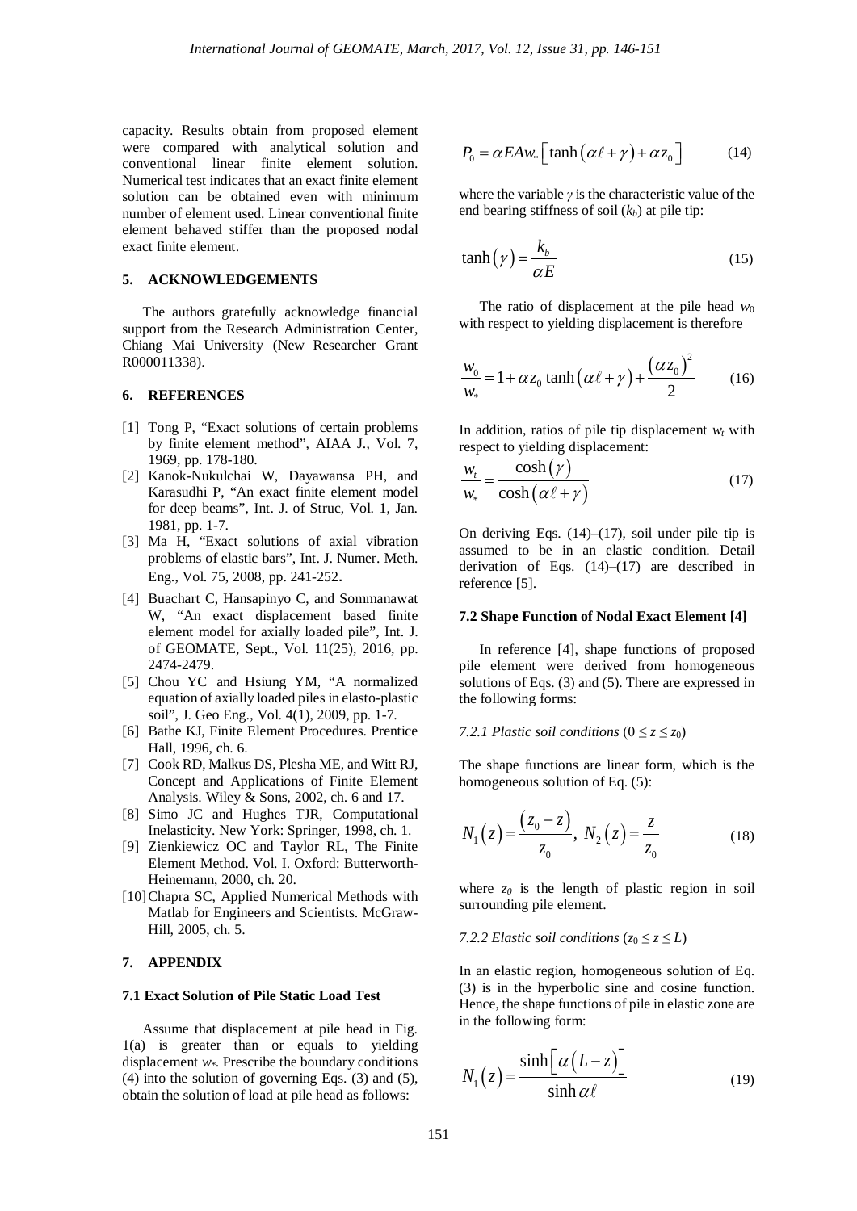capacity. Results obtain from proposed element were compared with analytical solution and conventional linear finite element solution. Numerical test indicates that an exact finite element solution can be obtained even with minimum number of element used. Linear conventional finite element behaved stiffer than the proposed nodal exact finite element.

## 5. ACKNOWLEDGEMENTS

The authors gratefully acknowledge financial support from the Research Administration Center, Chiang Mai University (New Researcher Grant R000011338).

## 6. REFERENCES

[1] Tong P, "Exact solutions of certain problems by finite element method", AIAA J., Vol. 7, 1969, pp. 178-180.

[2] Kanok-Nukulchai W, Dayawansa PH, and Karasudhi P, "An exact finite element model for deep beams", Int. J. of Struc, Vol. 1, Jan. 1981, pp. 1-7.

[3] Ma H, "Exact solutions of axial vibration problems of elastic bars", Int. J. Numer. Meth. Eng., Vol. 75, 2008, pp. 241-252.

[4] Buachart C, Hansapinyo C, and Sommanawat W, "An exact displacement based finite element model for axially loaded pile", Int. J. of GEOMATE, Sept., Vol. 11(25), 2016, pp. 2474-2479.

[5] Chou YC and Hsiung YM, "A normalized equation of axially loaded piles in elasto-plastic soil", J. Geo Eng., Vol. 4(1), 2009, pp. 1-7.

[6] Bathe KJ, Finite Element Procedures. Prentice Hall, 1996, ch. 6.

[7] Cook RD, Malkus DS, Plesha ME, and Witt RJ, Concept and Applications of Finite Element Analysis. Wiley & Sons, 2002, ch. 6 and 17.

[8] Simo JC and Hughes TJR, Computational Inelasticity. New York: Springer, 1998, ch. 1.

[9] Zienkiewicz OC and Taylor RL, The Finite Element Method. Vol. I. Oxford: Butterworth-Heinemann, 2000, ch. 20.

[10] Chapra SC, Applied Numerical Methods with Matlab for Engineers and Scientists. McGraw-Hill, 2005, ch. 5.

## 7. APPENDIX

### 7.1 Exact Solution of Pile Static Load Test

Assume that displacement at pile head in Fig. 1(a) is greater than or equals to yielding displacement $w_*$. Prescribe the boundary conditions (4) into the solution of governing Eqs. (3) and (5), obtain the solution of load at pile head as follows:

$$P_0 = \alpha EAw_* \left[ \tanh\left(\alpha \ell + \gamma\right) + \alpha z_0 \right] \tag{14}$$

where the variable $\gamma$ is the characteristic value of the end bearing stiffness of soil ($k_b$) at pile tip:

$$\tanh\left(\gamma\right) = \frac{k_b}{\alpha E} \tag{15}$$

The ratio of displacement at the pile head $w_0$ with respect to yielding displacement is therefore

$$\frac{w_0}{w_*} = 1 + \alpha z_0 \tanh\left(\alpha \ell + \gamma\right) + \frac{\left(\alpha z_0\right)^2}{2} \tag{16}$$

In addition, ratios of pile tip displacement $w_t$ with respect to yielding displacement:

$$\frac{w_t}{w_*} = \frac{\cosh\left(\gamma\right)}{\cosh\left(\alpha \ell + \gamma\right)} \tag{17}$$

On deriving Eqs. (14)–(17), soil under pile tip is assumed to be in an elastic condition. Detail derivation of Eqs. (14)–(17) are described in reference [5].

### 7.2 Shape Function of Nodal Exact Element [4]

In reference [4], shape functions of proposed pile element were derived from homogeneous solutions of Eqs. (3) and (5). There are expressed in the following forms:

#### *7.2.1 Plastic soil conditions* ($0 \le z \le z_0$)

The shape functions are linear form, which is the homogeneous solution of Eq. (5):

$$N_1\left(z\right) = \frac{\left(z_0 - z\right)}{z_0},\ N_2\left(z\right) = \frac{z}{z_0} \tag{18}$$

where $z_0$ is the length of plastic region in soil surrounding pile element.

#### *7.2.2 Elastic soil conditions* ($z_0 \le z \le L$)

In an elastic region, homogeneous solution of Eq. (3) is in the hyperbolic sine and cosine function. Hence, the shape functions of pile in elastic zone are in the following form:

$$N_1\left(z\right) = \frac{\sinh\left[\alpha\left(L - z\right)\right]}{\sinh \alpha \ell} \tag{19}$$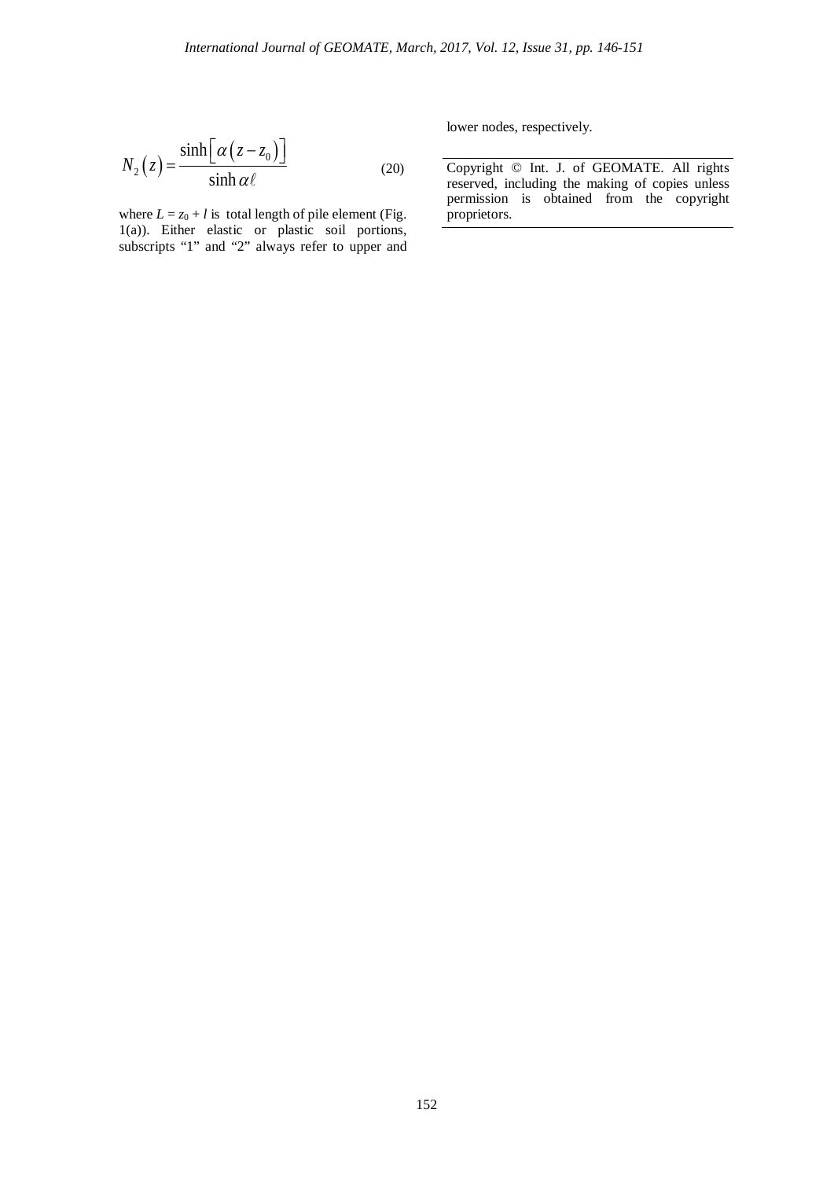$$N_2(z) = \frac{\sinh\left[\alpha\left(z - z_0\right)\right]}{\sinh \alpha \ell} \tag{20}$$

where $L = z_0 + l$ is total length of pile element (Fig. 1(a)). Either elastic or plastic soil portions, subscripts "1" and "2" always refer to upper and lower nodes, respectively.

---

Copyright © Int. J. of GEOMATE. All rights reserved, including the making of copies unless permission is obtained from the copyright proprietors.

---